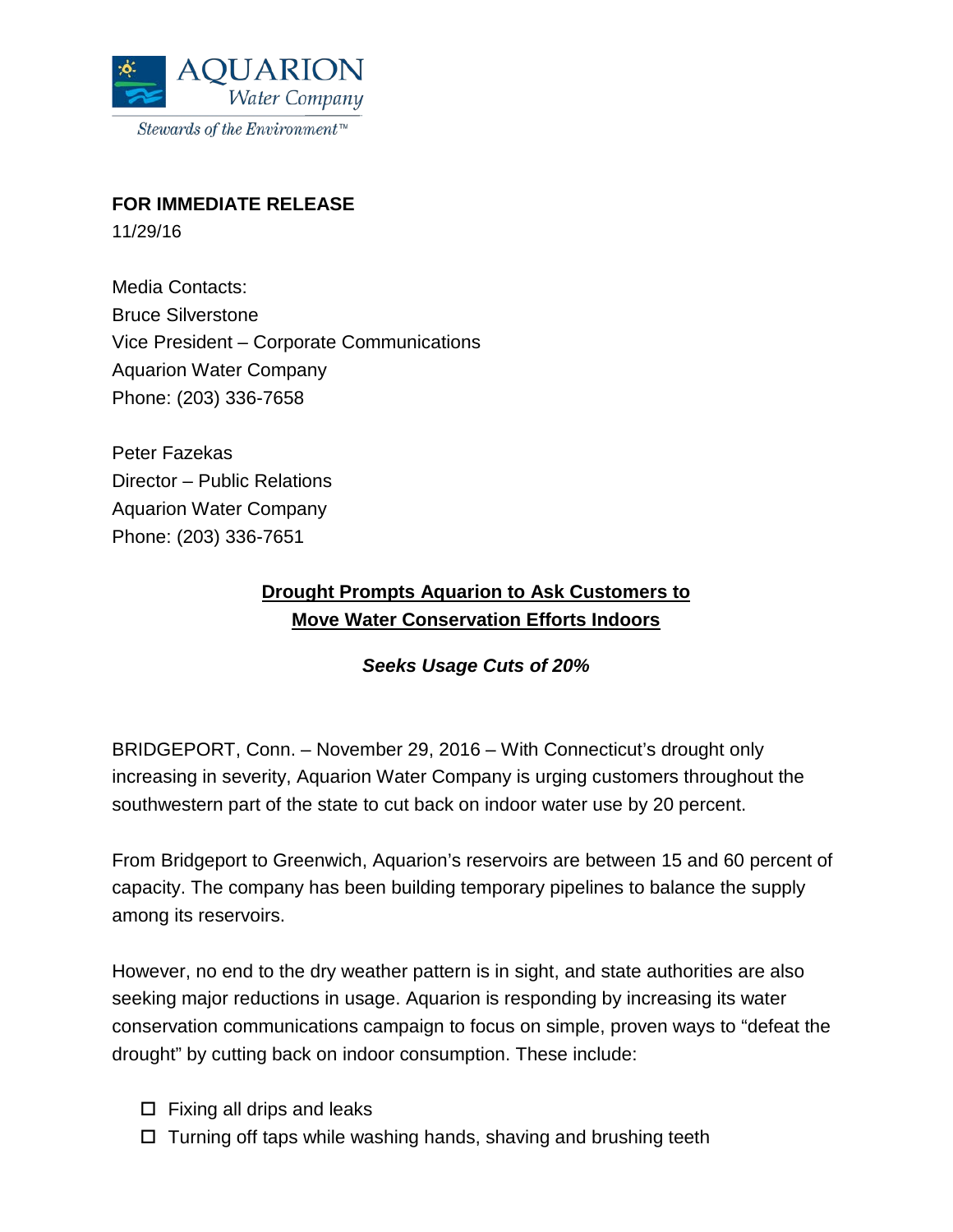AQUARION
*Water Company*
*Stewards of the Environment™*

**FOR IMMEDIATE RELEASE**
11/29/16

Media Contacts:
Bruce Silverstone
Vice President – Corporate Communications
Aquarion Water Company
Phone: (203) 336-7658

Peter Fazekas
Director – Public Relations
Aquarion Water Company
Phone: (203) 336-7651

## Drought Prompts Aquarion to Ask Customers to Move Water Conservation Efforts Indoors

***Seeks Usage Cuts of 20%***

BRIDGEPORT, Conn. – November 29, 2016 – With Connecticut's drought only increasing in severity, Aquarion Water Company is urging customers throughout the southwestern part of the state to cut back on indoor water use by 20 percent.

From Bridgeport to Greenwich, Aquarion's reservoirs are between 15 and 60 percent of capacity. The company has been building temporary pipelines to balance the supply among its reservoirs.

However, no end to the dry weather pattern is in sight, and state authorities are also seeking major reductions in usage. Aquarion is responding by increasing its water conservation communications campaign to focus on simple, proven ways to "defeat the drought" by cutting back on indoor consumption. These include:

- ☐ Fixing all drips and leaks
- ☐ Turning off taps while washing hands, shaving and brushing teeth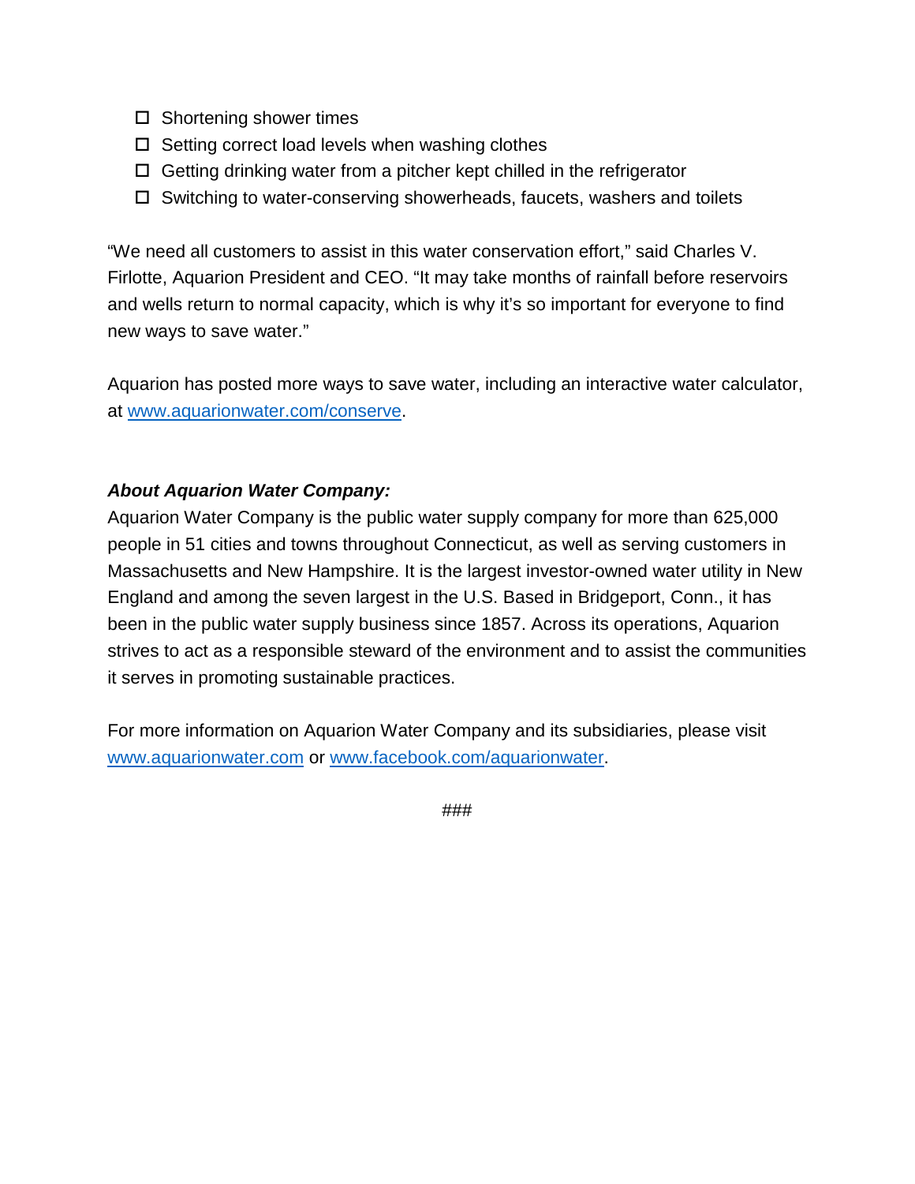- Shortening shower times
- Setting correct load levels when washing clothes
- Getting drinking water from a pitcher kept chilled in the refrigerator
- Switching to water-conserving showerheads, faucets, washers and toilets

"We need all customers to assist in this water conservation effort," said Charles V. Firlotte, Aquarion President and CEO. "It may take months of rainfall before reservoirs and wells return to normal capacity, which is why it's so important for everyone to find new ways to save water."

Aquarion has posted more ways to save water, including an interactive water calculator, at [www.aquarionwater.com/conserve](http://www.aquarionwater.com/conserve).

***About Aquarion Water Company:***

Aquarion Water Company is the public water supply company for more than 625,000 people in 51 cities and towns throughout Connecticut, as well as serving customers in Massachusetts and New Hampshire. It is the largest investor-owned water utility in New England and among the seven largest in the U.S. Based in Bridgeport, Conn., it has been in the public water supply business since 1857. Across its operations, Aquarion strives to act as a responsible steward of the environment and to assist the communities it serves in promoting sustainable practices.

For more information on Aquarion Water Company and its subsidiaries, please visit [www.aquarionwater.com](http://www.aquarionwater.com) or [www.facebook.com/aquarionwater](http://www.facebook.com/aquarionwater).

###